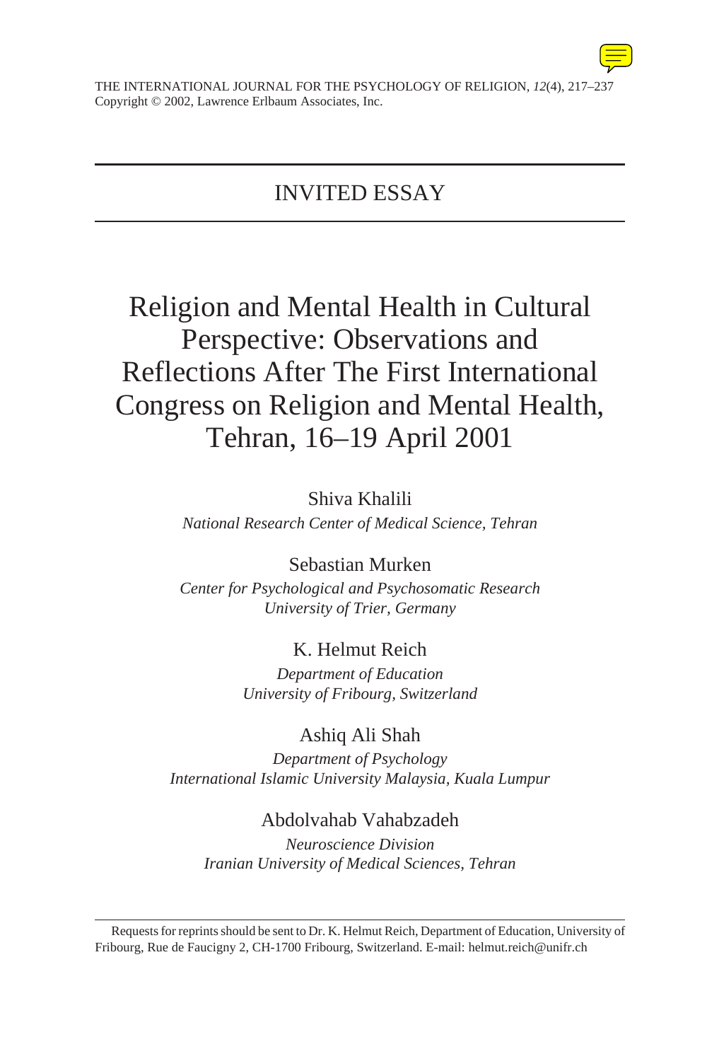INVITED ESSAY

# Religion and Mental Health in Cultural Perspective: Observations and Reflections After The First International Congress on Religion and Mental Health, Tehran, 16–19 April 2001

Shiva Khalili
*National Research Center of Medical Science, Tehran*

Sebastian Murken
*Center for Psychological and Psychosomatic Research*
*University of Trier, Germany*

K. Helmut Reich
*Department of Education*
*University of Fribourg, Switzerland*

Ashiq Ali Shah
*Department of Psychology*
*International Islamic University Malaysia, Kuala Lumpur*

Abdolvahab Vahabzadeh
*Neuroscience Division*
*Iranian University of Medical Sciences, Tehran*

---

Requests for reprints should be sent to Dr. K. Helmut Reich, Department of Education, University of Fribourg, Rue de Faucigny 2, CH-1700 Fribourg, Switzerland. E-mail: helmut.reich@unifr.ch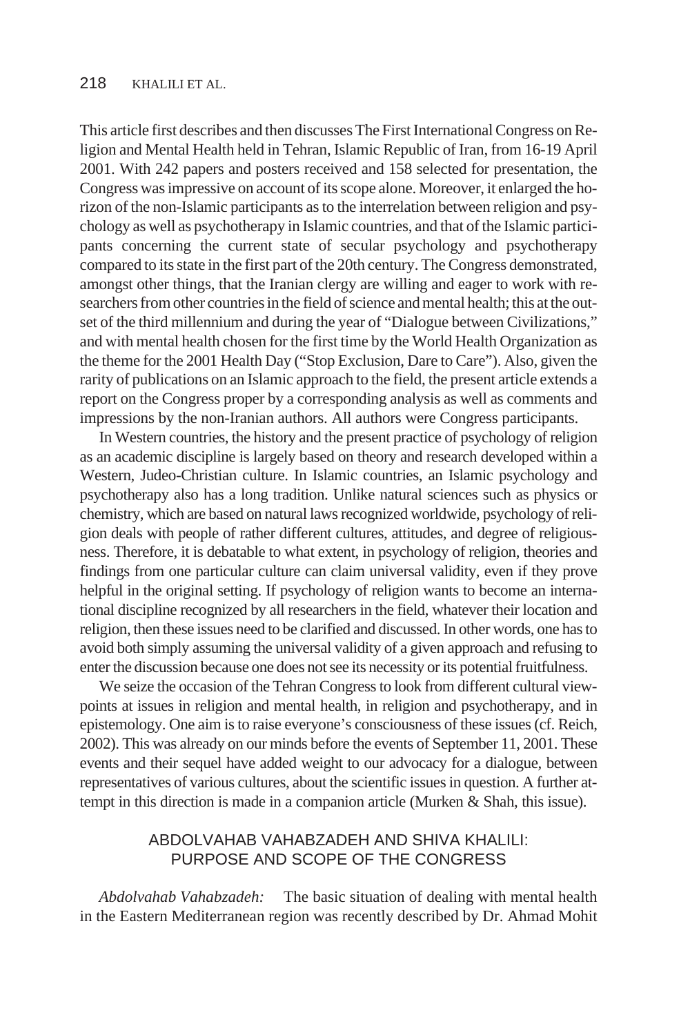This article first describes and then discusses The First International Congress on Religion and Mental Health held in Tehran, Islamic Republic of Iran, from 16-19 April 2001. With 242 papers and posters received and 158 selected for presentation, the Congress was impressive on account of its scope alone. Moreover, it enlarged the horizon of the non-Islamic participants as to the interrelation between religion and psychology as well as psychotherapy in Islamic countries, and that of the Islamic participants concerning the current state of secular psychology and psychotherapy compared to its state in the first part of the 20th century. The Congress demonstrated, amongst other things, that the Iranian clergy are willing and eager to work with researchers from other countries in the field of science and mental health; this at the outset of the third millennium and during the year of "Dialogue between Civilizations," and with mental health chosen for the first time by the World Health Organization as the theme for the 2001 Health Day ("Stop Exclusion, Dare to Care"). Also, given the rarity of publications on an Islamic approach to the field, the present article extends a report on the Congress proper by a corresponding analysis as well as comments and impressions by the non-Iranian authors. All authors were Congress participants.

In Western countries, the history and the present practice of psychology of religion as an academic discipline is largely based on theory and research developed within a Western, Judeo-Christian culture. In Islamic countries, an Islamic psychology and psychotherapy also has a long tradition. Unlike natural sciences such as physics or chemistry, which are based on natural laws recognized worldwide, psychology of religion deals with people of rather different cultures, attitudes, and degree of religiousness. Therefore, it is debatable to what extent, in psychology of religion, theories and findings from one particular culture can claim universal validity, even if they prove helpful in the original setting. If psychology of religion wants to become an international discipline recognized by all researchers in the field, whatever their location and religion, then these issues need to be clarified and discussed. In other words, one has to avoid both simply assuming the universal validity of a given approach and refusing to enter the discussion because one does not see its necessity or its potential fruitfulness.

We seize the occasion of the Tehran Congress to look from different cultural viewpoints at issues in religion and mental health, in religion and psychotherapy, and in epistemology. One aim is to raise everyone's consciousness of these issues (cf. Reich, 2002). This was already on our minds before the events of September 11, 2001. These events and their sequel have added weight to our advocacy for a dialogue, between representatives of various cultures, about the scientific issues in question. A further attempt in this direction is made in a companion article (Murken & Shah, this issue).

## ABDOLVAHAB VAHABZADEH AND SHIVA KHALILI: PURPOSE AND SCOPE OF THE CONGRESS

*Abdolvahab Vahabzadeh:* The basic situation of dealing with mental health in the Eastern Mediterranean region was recently described by Dr. Ahmad Mohit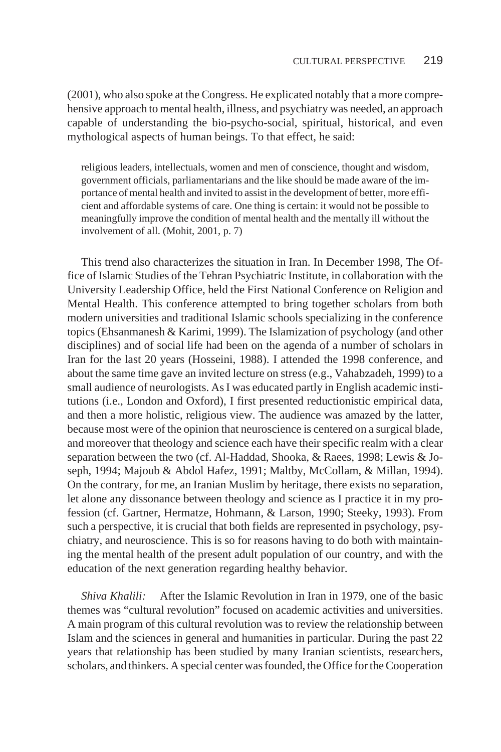(2001), who also spoke at the Congress. He explicated notably that a more comprehensive approach to mental health, illness, and psychiatry was needed, an approach capable of understanding the bio-psycho-social, spiritual, historical, and even mythological aspects of human beings. To that effect, he said:

> religious leaders, intellectuals, women and men of conscience, thought and wisdom, government officials, parliamentarians and the like should be made aware of the importance of mental health and invited to assist in the development of better, more efficient and affordable systems of care. One thing is certain: it would not be possible to meaningfully improve the condition of mental health and the mentally ill without the involvement of all. (Mohit, 2001, p. 7)

This trend also characterizes the situation in Iran. In December 1998, The Office of Islamic Studies of the Tehran Psychiatric Institute, in collaboration with the University Leadership Office, held the First National Conference on Religion and Mental Health. This conference attempted to bring together scholars from both modern universities and traditional Islamic schools specializing in the conference topics (Ehsanmanesh & Karimi, 1999). The Islamization of psychology (and other disciplines) and of social life had been on the agenda of a number of scholars in Iran for the last 20 years (Hosseini, 1988). I attended the 1998 conference, and about the same time gave an invited lecture on stress (e.g., Vahabzadeh, 1999) to a small audience of neurologists. As I was educated partly in English academic institutions (i.e., London and Oxford), I first presented reductionistic empirical data, and then a more holistic, religious view. The audience was amazed by the latter, because most were of the opinion that neuroscience is centered on a surgical blade, and moreover that theology and science each have their specific realm with a clear separation between the two (cf. Al-Haddad, Shooka, & Raees, 1998; Lewis & Joseph, 1994; Majoub & Abdol Hafez, 1991; Maltby, McCollam, & Millan, 1994). On the contrary, for me, an Iranian Muslim by heritage, there exists no separation, let alone any dissonance between theology and science as I practice it in my profession (cf. Gartner, Hermatze, Hohmann, & Larson, 1990; Steeky, 1993). From such a perspective, it is crucial that both fields are represented in psychology, psychiatry, and neuroscience. This is so for reasons having to do both with maintaining the mental health of the present adult population of our country, and with the education of the next generation regarding healthy behavior.

*Shiva Khalili:* After the Islamic Revolution in Iran in 1979, one of the basic themes was "cultural revolution" focused on academic activities and universities. A main program of this cultural revolution was to review the relationship between Islam and the sciences in general and humanities in particular. During the past 22 years that relationship has been studied by many Iranian scientists, researchers, scholars, and thinkers. A special center was founded, the Office for the Cooperation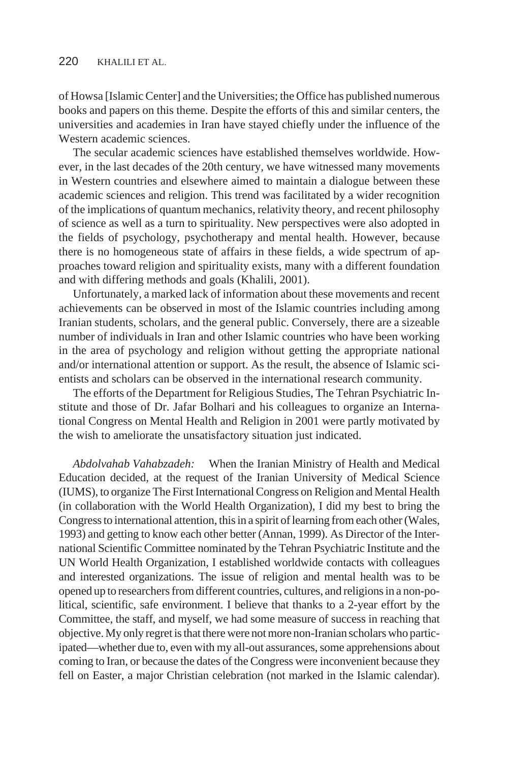of Howsa [Islamic Center] and the Universities; the Office has published numerous books and papers on this theme. Despite the efforts of this and similar centers, the universities and academies in Iran have stayed chiefly under the influence of the Western academic sciences.

The secular academic sciences have established themselves worldwide. However, in the last decades of the 20th century, we have witnessed many movements in Western countries and elsewhere aimed to maintain a dialogue between these academic sciences and religion. This trend was facilitated by a wider recognition of the implications of quantum mechanics, relativity theory, and recent philosophy of science as well as a turn to spirituality. New perspectives were also adopted in the fields of psychology, psychotherapy and mental health. However, because there is no homogeneous state of affairs in these fields, a wide spectrum of approaches toward religion and spirituality exists, many with a different foundation and with differing methods and goals (Khalili, 2001).

Unfortunately, a marked lack of information about these movements and recent achievements can be observed in most of the Islamic countries including among Iranian students, scholars, and the general public. Conversely, there are a sizeable number of individuals in Iran and other Islamic countries who have been working in the area of psychology and religion without getting the appropriate national and/or international attention or support. As the result, the absence of Islamic scientists and scholars can be observed in the international research community.

The efforts of the Department for Religious Studies, The Tehran Psychiatric Institute and those of Dr. Jafar Bolhari and his colleagues to organize an International Congress on Mental Health and Religion in 2001 were partly motivated by the wish to ameliorate the unsatisfactory situation just indicated.

*Abdolvahab Vahabzadeh:* When the Iranian Ministry of Health and Medical Education decided, at the request of the Iranian University of Medical Science (IUMS), to organize The First International Congress on Religion and Mental Health (in collaboration with the World Health Organization), I did my best to bring the Congress to international attention, this in a spirit of learning from each other (Wales, 1993) and getting to know each other better (Annan, 1999). As Director of the International Scientific Committee nominated by the Tehran Psychiatric Institute and the UN World Health Organization, I established worldwide contacts with colleagues and interested organizations. The issue of religion and mental health was to be opened up to researchers from different countries, cultures, and religions in a non-political, scientific, safe environment. I believe that thanks to a 2-year effort by the Committee, the staff, and myself, we had some measure of success in reaching that objective. My only regret is that there were not more non-Iranian scholars who participated—whether due to, even with my all-out assurances, some apprehensions about coming to Iran, or because the dates of the Congress were inconvenient because they fell on Easter, a major Christian celebration (not marked in the Islamic calendar).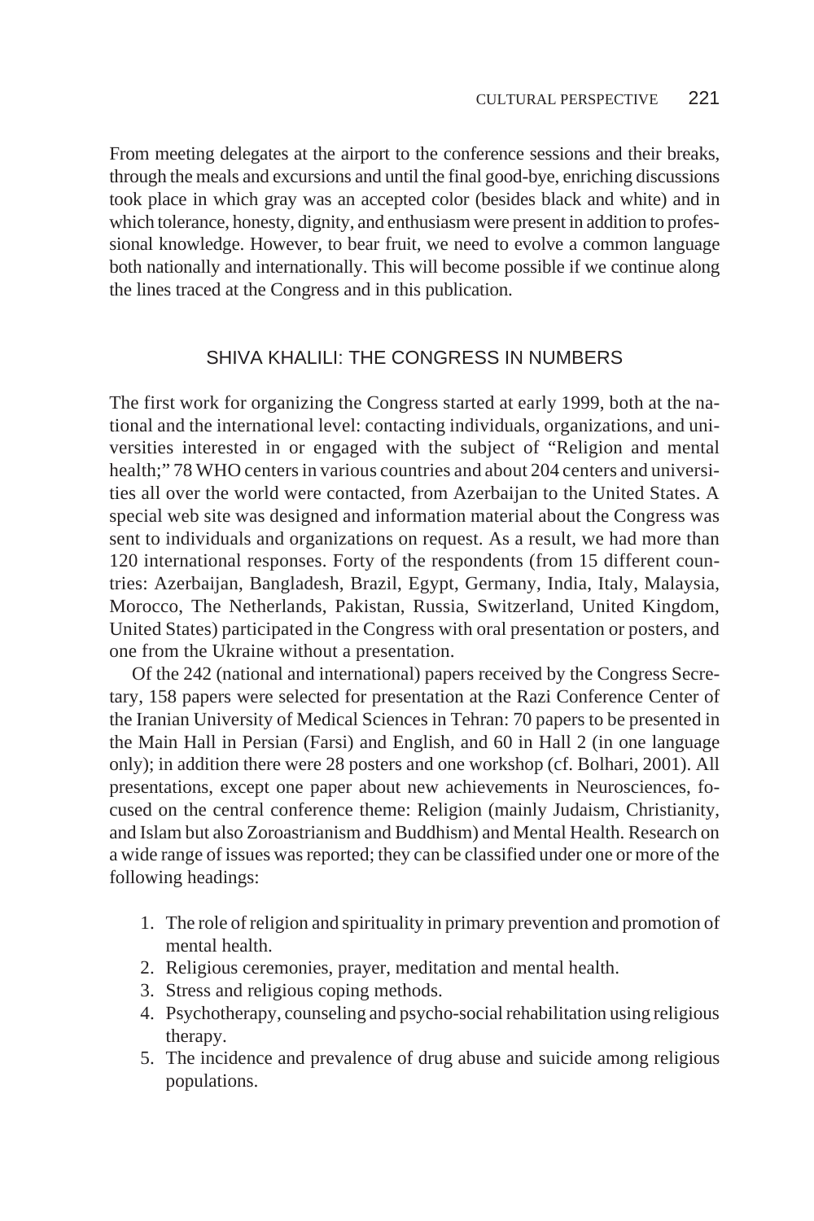From meeting delegates at the airport to the conference sessions and their breaks, through the meals and excursions and until the final good-bye, enriching discussions took place in which gray was an accepted color (besides black and white) and in which tolerance, honesty, dignity, and enthusiasm were present in addition to professional knowledge. However, to bear fruit, we need to evolve a common language both nationally and internationally. This will become possible if we continue along the lines traced at the Congress and in this publication.

## SHIVA KHALILI: THE CONGRESS IN NUMBERS

The first work for organizing the Congress started at early 1999, both at the national and the international level: contacting individuals, organizations, and universities interested in or engaged with the subject of "Religion and mental health;" 78 WHO centers in various countries and about 204 centers and universities all over the world were contacted, from Azerbaijan to the United States. A special web site was designed and information material about the Congress was sent to individuals and organizations on request. As a result, we had more than 120 international responses. Forty of the respondents (from 15 different countries: Azerbaijan, Bangladesh, Brazil, Egypt, Germany, India, Italy, Malaysia, Morocco, The Netherlands, Pakistan, Russia, Switzerland, United Kingdom, United States) participated in the Congress with oral presentation or posters, and one from the Ukraine without a presentation.

Of the 242 (national and international) papers received by the Congress Secretary, 158 papers were selected for presentation at the Razi Conference Center of the Iranian University of Medical Sciences in Tehran: 70 papers to be presented in the Main Hall in Persian (Farsi) and English, and 60 in Hall 2 (in one language only); in addition there were 28 posters and one workshop (cf. Bolhari, 2001). All presentations, except one paper about new achievements in Neurosciences, focused on the central conference theme: Religion (mainly Judaism, Christianity, and Islam but also Zoroastrianism and Buddhism) and Mental Health. Research on a wide range of issues was reported; they can be classified under one or more of the following headings:

1. The role of religion and spirituality in primary prevention and promotion of mental health.
2. Religious ceremonies, prayer, meditation and mental health.
3. Stress and religious coping methods.
4. Psychotherapy, counseling and psycho-social rehabilitation using religious therapy.
5. The incidence and prevalence of drug abuse and suicide among religious populations.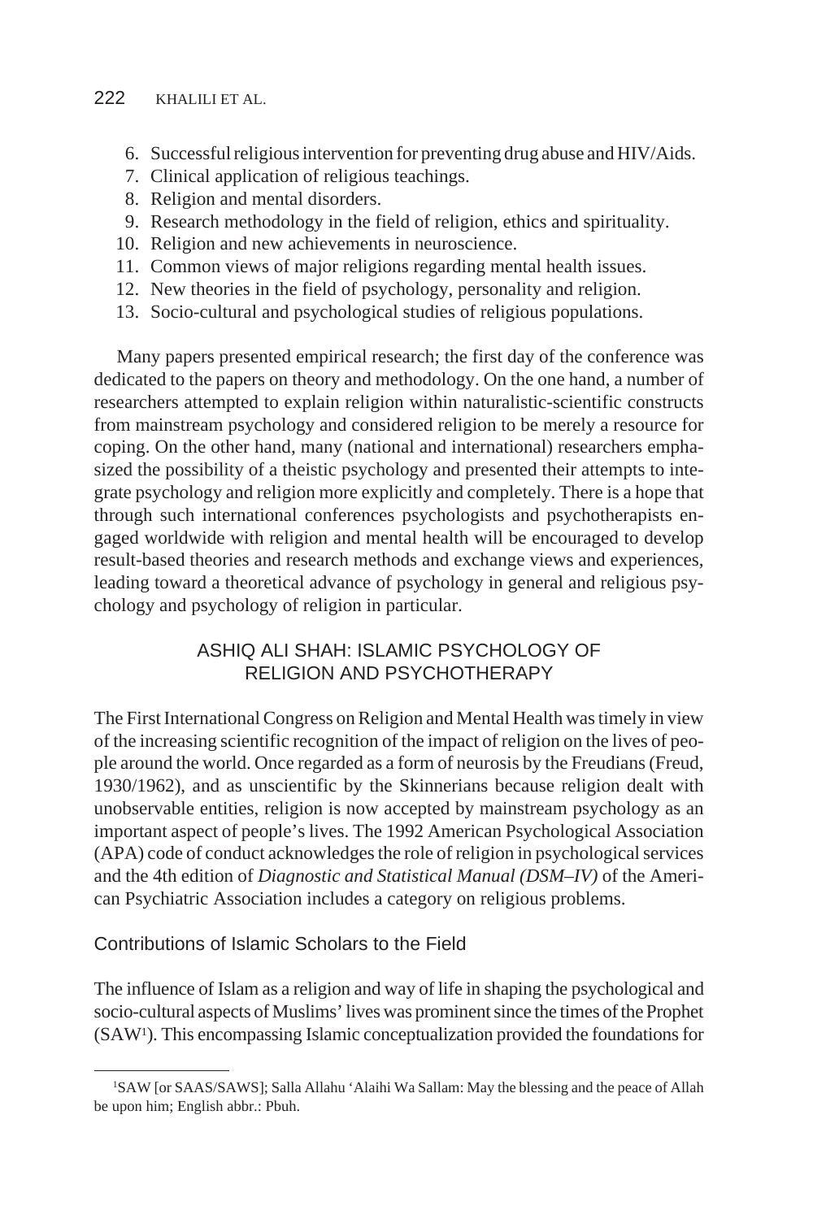6. Successful religious intervention for preventing drug abuse and HIV/Aids.
7. Clinical application of religious teachings.
8. Religion and mental disorders.
9. Research methodology in the field of religion, ethics and spirituality.
10. Religion and new achievements in neuroscience.
11. Common views of major religions regarding mental health issues.
12. New theories in the field of psychology, personality and religion.
13. Socio-cultural and psychological studies of religious populations.

Many papers presented empirical research; the first day of the conference was dedicated to the papers on theory and methodology. On the one hand, a number of researchers attempted to explain religion within naturalistic-scientific constructs from mainstream psychology and considered religion to be merely a resource for coping. On the other hand, many (national and international) researchers emphasized the possibility of a theistic psychology and presented their attempts to integrate psychology and religion more explicitly and completely. There is a hope that through such international conferences psychologists and psychotherapists engaged worldwide with religion and mental health will be encouraged to develop result-based theories and research methods and exchange views and experiences, leading toward a theoretical advance of psychology in general and religious psychology and psychology of religion in particular.

## ASHIQ ALI SHAH: ISLAMIC PSYCHOLOGY OF RELIGION AND PSYCHOTHERAPY

The First International Congress on Religion and Mental Health was timely in view of the increasing scientific recognition of the impact of religion on the lives of people around the world. Once regarded as a form of neurosis by the Freudians (Freud, 1930/1962), and as unscientific by the Skinnerians because religion dealt with unobservable entities, religion is now accepted by mainstream psychology as an important aspect of people's lives. The 1992 American Psychological Association (APA) code of conduct acknowledges the role of religion in psychological services and the 4th edition of *Diagnostic and Statistical Manual (DSM–IV)* of the American Psychiatric Association includes a category on religious problems.

### Contributions of Islamic Scholars to the Field

The influence of Islam as a religion and way of life in shaping the psychological and socio-cultural aspects of Muslims' lives was prominent since the times of the Prophet (SAW[1]). This encompassing Islamic conceptualization provided the foundations for

[1]SAW [or SAAS/SAWS]; Salla Allahu 'Alaihi Wa Sallam: May the blessing and the peace of Allah be upon him; English abbr.: Pbuh.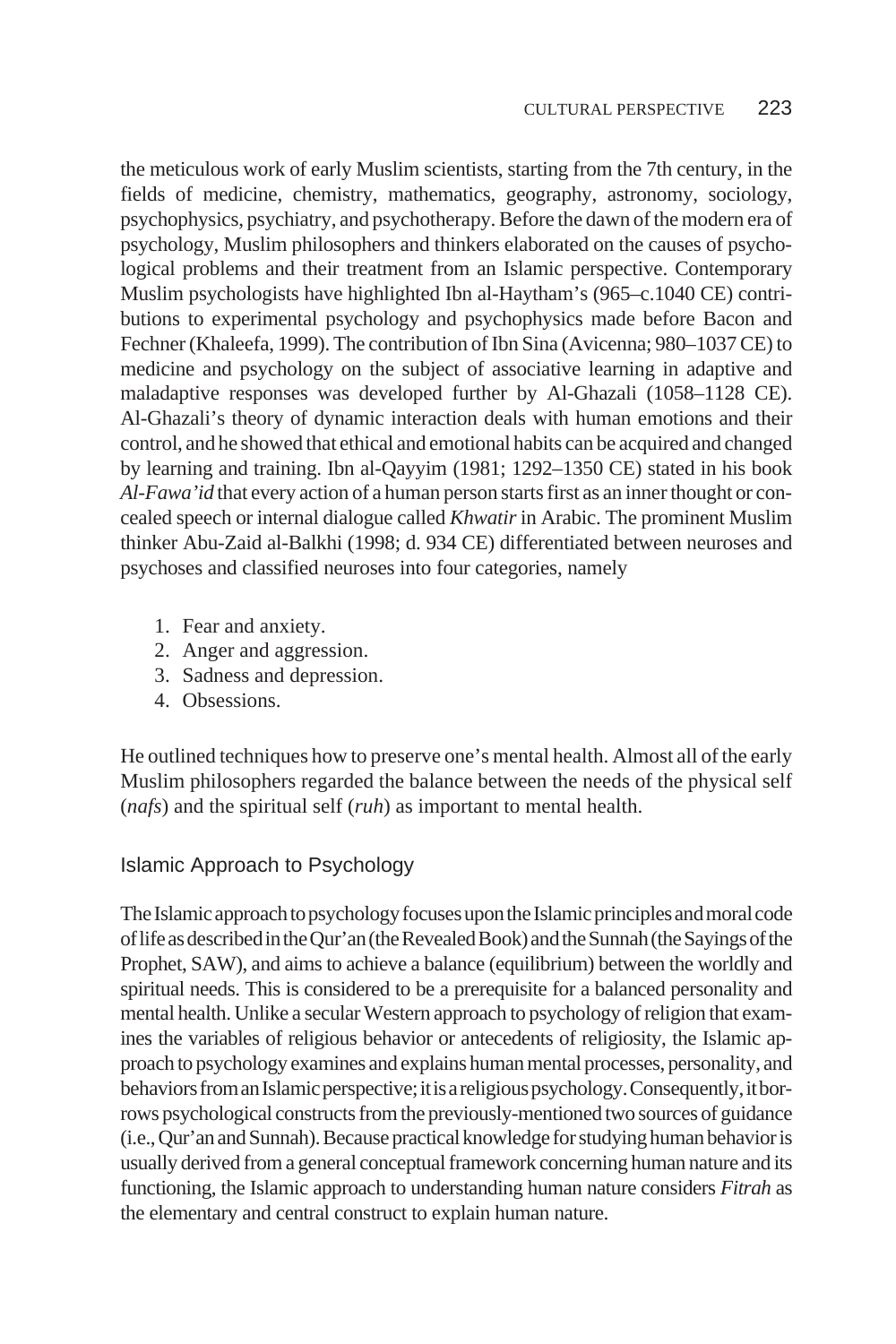the meticulous work of early Muslim scientists, starting from the 7th century, in the fields of medicine, chemistry, mathematics, geography, astronomy, sociology, psychophysics, psychiatry, and psychotherapy. Before the dawn of the modern era of psychology, Muslim philosophers and thinkers elaborated on the causes of psychological problems and their treatment from an Islamic perspective. Contemporary Muslim psychologists have highlighted Ibn al-Haytham's (965–c.1040 CE) contributions to experimental psychology and psychophysics made before Bacon and Fechner (Khaleefa, 1999). The contribution of Ibn Sina (Avicenna; 980–1037 CE) to medicine and psychology on the subject of associative learning in adaptive and maladaptive responses was developed further by Al-Ghazali (1058–1128 CE). Al-Ghazali's theory of dynamic interaction deals with human emotions and their control, and he showed that ethical and emotional habits can be acquired and changed by learning and training. Ibn al-Qayyim (1981; 1292–1350 CE) stated in his book *Al-Fawa'id* that every action of a human person starts first as an inner thought or concealed speech or internal dialogue called *Khwatir* in Arabic. The prominent Muslim thinker Abu-Zaid al-Balkhi (1998; d. 934 CE) differentiated between neuroses and psychoses and classified neuroses into four categories, namely

1. Fear and anxiety.
2. Anger and aggression.
3. Sadness and depression.
4. Obsessions.

He outlined techniques how to preserve one's mental health. Almost all of the early Muslim philosophers regarded the balance between the needs of the physical self (*nafs*) and the spiritual self (*ruh*) as important to mental health.

## Islamic Approach to Psychology

The Islamic approach to psychology focuses upon the Islamic principles and moral code of life as described in the Qur'an (the Revealed Book) and the Sunnah (the Sayings of the Prophet, SAW), and aims to achieve a balance (equilibrium) between the worldly and spiritual needs. This is considered to be a prerequisite for a balanced personality and mental health. Unlike a secular Western approach to psychology of religion that examines the variables of religious behavior or antecedents of religiosity, the Islamic approach to psychology examines and explains human mental processes, personality, and behaviors from an Islamic perspective; it is a religious psychology. Consequently, it borrows psychological constructs from the previously-mentioned two sources of guidance (i.e., Qur'an and Sunnah). Because practical knowledge for studying human behavior is usually derived from a general conceptual framework concerning human nature and its functioning, the Islamic approach to understanding human nature considers *Fitrah* as the elementary and central construct to explain human nature.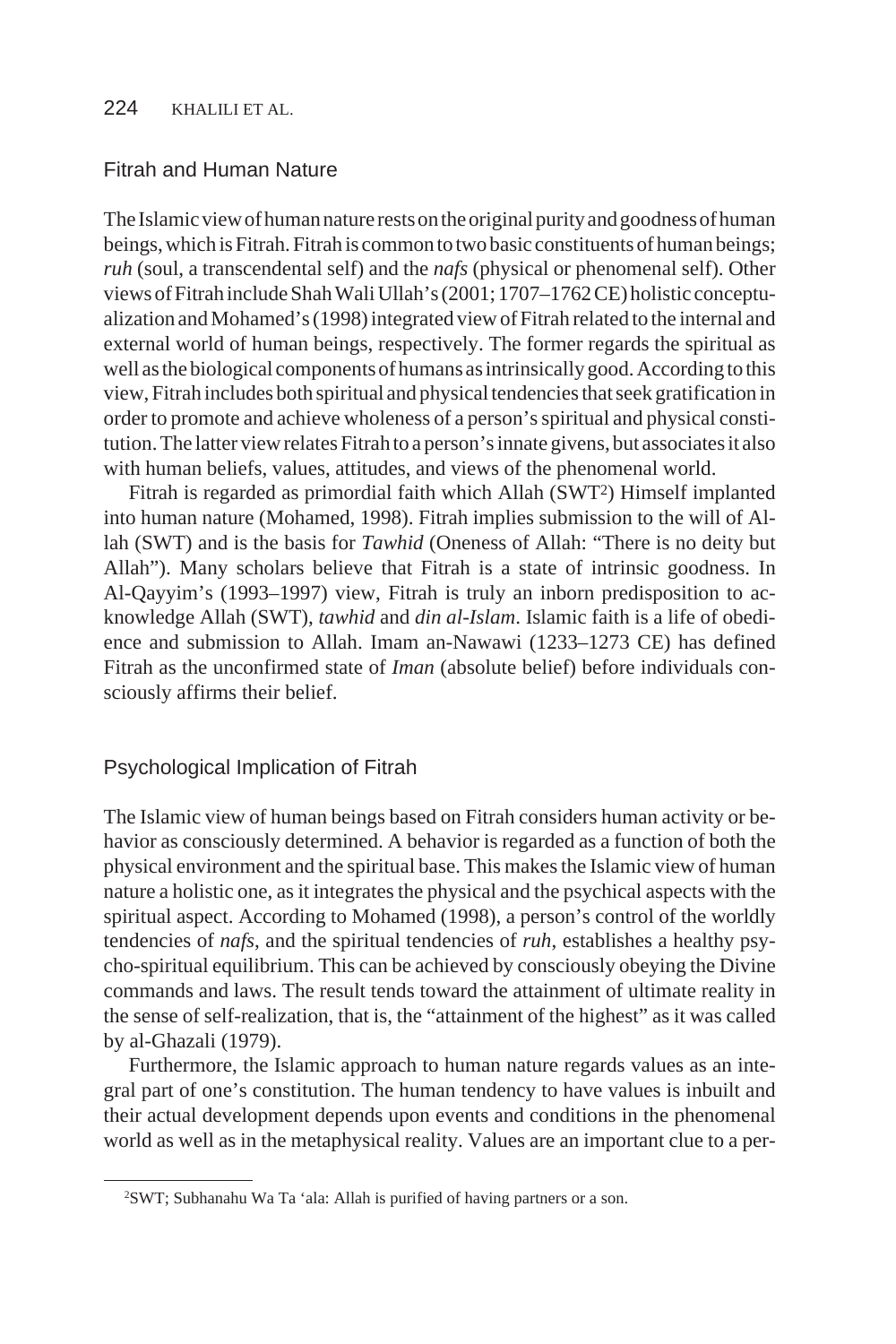## Fitrah and Human Nature

The Islamic view of human nature rests on the original purity and goodness of human beings, which is Fitrah. Fitrah is common to two basic constituents of human beings; *ruh* (soul, a transcendental self) and the *nafs* (physical or phenomenal self). Other views of Fitrah include Shah Wali Ullah's (2001; 1707–1762 CE) holistic conceptualization and Mohamed's (1998) integrated view of Fitrah related to the internal and external world of human beings, respectively. The former regards the spiritual as well as the biological components of humans as intrinsically good. According to this view, Fitrah includes both spiritual and physical tendencies that seek gratification in order to promote and achieve wholeness of a person's spiritual and physical constitution. The latter view relates Fitrah to a person's innate givens, but associates it also with human beliefs, values, attitudes, and views of the phenomenal world.

Fitrah is regarded as primordial faith which Allah (SWT[2]) Himself implanted into human nature (Mohamed, 1998). Fitrah implies submission to the will of Allah (SWT) and is the basis for *Tawhid* (Oneness of Allah: "There is no deity but Allah"). Many scholars believe that Fitrah is a state of intrinsic goodness. In Al-Qayyim's (1993–1997) view, Fitrah is truly an inborn predisposition to acknowledge Allah (SWT), *tawhid* and *din al-Islam*. Islamic faith is a life of obedience and submission to Allah. Imam an-Nawawi (1233–1273 CE) has defined Fitrah as the unconfirmed state of *Iman* (absolute belief) before individuals consciously affirms their belief.

## Psychological Implication of Fitrah

The Islamic view of human beings based on Fitrah considers human activity or behavior as consciously determined. A behavior is regarded as a function of both the physical environment and the spiritual base. This makes the Islamic view of human nature a holistic one, as it integrates the physical and the psychical aspects with the spiritual aspect. According to Mohamed (1998), a person's control of the worldly tendencies of *nafs*, and the spiritual tendencies of *ruh*, establishes a healthy psycho-spiritual equilibrium. This can be achieved by consciously obeying the Divine commands and laws. The result tends toward the attainment of ultimate reality in the sense of self-realization, that is, the "attainment of the highest" as it was called by al-Ghazali (1979).

Furthermore, the Islamic approach to human nature regards values as an integral part of one's constitution. The human tendency to have values is inbuilt and their actual development depends upon events and conditions in the phenomenal world as well as in the metaphysical reality. Values are an important clue to a per-

[2]SWT; Subhanahu Wa Ta 'ala: Allah is purified of having partners or a son.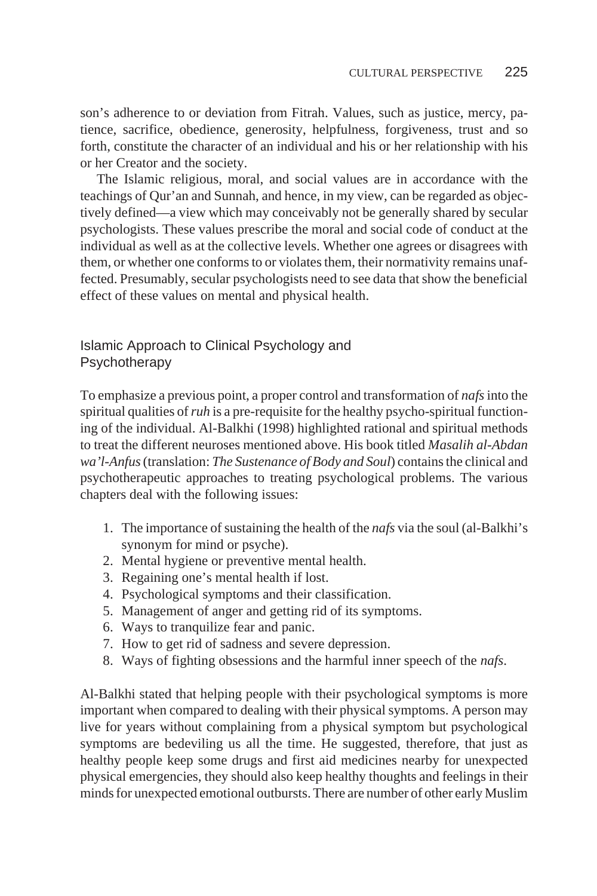son's adherence to or deviation from Fitrah. Values, such as justice, mercy, patience, sacrifice, obedience, generosity, helpfulness, forgiveness, trust and so forth, constitute the character of an individual and his or her relationship with his or her Creator and the society.

The Islamic religious, moral, and social values are in accordance with the teachings of Qur'an and Sunnah, and hence, in my view, can be regarded as objectively defined—a view which may conceivably not be generally shared by secular psychologists. These values prescribe the moral and social code of conduct at the individual as well as at the collective levels. Whether one agrees or disagrees with them, or whether one conforms to or violates them, their normativity remains unaffected. Presumably, secular psychologists need to see data that show the beneficial effect of these values on mental and physical health.

## Islamic Approach to Clinical Psychology and Psychotherapy

To emphasize a previous point, a proper control and transformation of *nafs* into the spiritual qualities of *ruh* is a pre-requisite for the healthy psycho-spiritual functioning of the individual. Al-Balkhi (1998) highlighted rational and spiritual methods to treat the different neuroses mentioned above. His book titled *Masalih al-Abdan wa'l-Anfus* (translation: *The Sustenance of Body and Soul*) contains the clinical and psychotherapeutic approaches to treating psychological problems. The various chapters deal with the following issues:

1. The importance of sustaining the health of the *nafs* via the soul (al-Balkhi's synonym for mind or psyche).
2. Mental hygiene or preventive mental health.
3. Regaining one's mental health if lost.
4. Psychological symptoms and their classification.
5. Management of anger and getting rid of its symptoms.
6. Ways to tranquilize fear and panic.
7. How to get rid of sadness and severe depression.
8. Ways of fighting obsessions and the harmful inner speech of the *nafs*.

Al-Balkhi stated that helping people with their psychological symptoms is more important when compared to dealing with their physical symptoms. A person may live for years without complaining from a physical symptom but psychological symptoms are bedeviling us all the time. He suggested, therefore, that just as healthy people keep some drugs and first aid medicines nearby for unexpected physical emergencies, they should also keep healthy thoughts and feelings in their minds for unexpected emotional outbursts. There are number of other early Muslim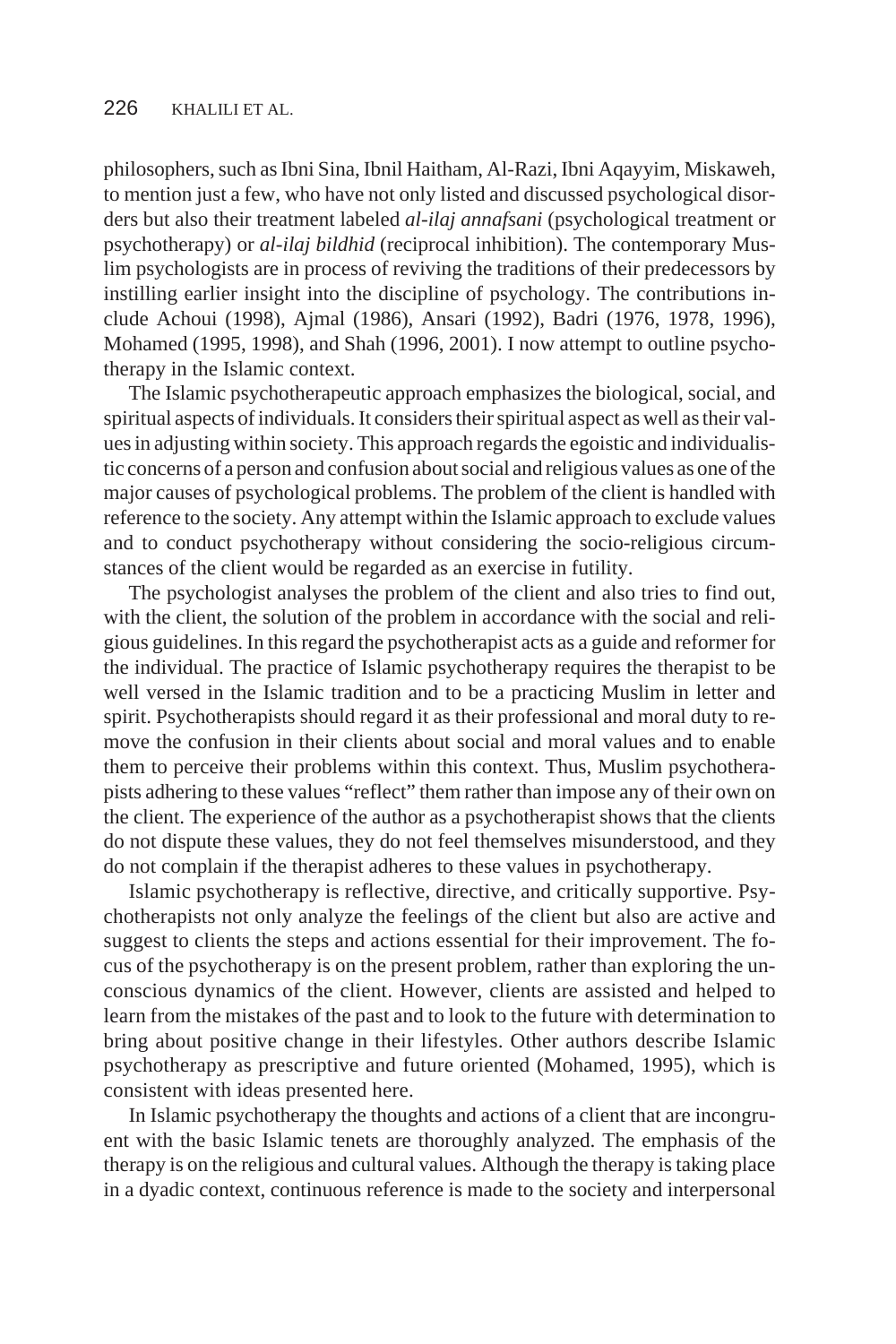philosophers, such as Ibni Sina, Ibnil Haitham, Al-Razi, Ibni Aqayyim, Miskaweh, to mention just a few, who have not only listed and discussed psychological disorders but also their treatment labeled *al-ilaj annafsani* (psychological treatment or psychotherapy) or *al-ilaj bildhid* (reciprocal inhibition). The contemporary Muslim psychologists are in process of reviving the traditions of their predecessors by instilling earlier insight into the discipline of psychology. The contributions include Achoui (1998), Ajmal (1986), Ansari (1992), Badri (1976, 1978, 1996), Mohamed (1995, 1998), and Shah (1996, 2001). I now attempt to outline psychotherapy in the Islamic context.

The Islamic psychotherapeutic approach emphasizes the biological, social, and spiritual aspects of individuals. It considers their spiritual aspect as well as their values in adjusting within society. This approach regards the egoistic and individualistic concerns of a person and confusion about social and religious values as one of the major causes of psychological problems. The problem of the client is handled with reference to the society. Any attempt within the Islamic approach to exclude values and to conduct psychotherapy without considering the socio-religious circumstances of the client would be regarded as an exercise in futility.

The psychologist analyses the problem of the client and also tries to find out, with the client, the solution of the problem in accordance with the social and religious guidelines. In this regard the psychotherapist acts as a guide and reformer for the individual. The practice of Islamic psychotherapy requires the therapist to be well versed in the Islamic tradition and to be a practicing Muslim in letter and spirit. Psychotherapists should regard it as their professional and moral duty to remove the confusion in their clients about social and moral values and to enable them to perceive their problems within this context. Thus, Muslim psychotherapists adhering to these values "reflect" them rather than impose any of their own on the client. The experience of the author as a psychotherapist shows that the clients do not dispute these values, they do not feel themselves misunderstood, and they do not complain if the therapist adheres to these values in psychotherapy.

Islamic psychotherapy is reflective, directive, and critically supportive. Psychotherapists not only analyze the feelings of the client but also are active and suggest to clients the steps and actions essential for their improvement. The focus of the psychotherapy is on the present problem, rather than exploring the unconscious dynamics of the client. However, clients are assisted and helped to learn from the mistakes of the past and to look to the future with determination to bring about positive change in their lifestyles. Other authors describe Islamic psychotherapy as prescriptive and future oriented (Mohamed, 1995), which is consistent with ideas presented here.

In Islamic psychotherapy the thoughts and actions of a client that are incongruent with the basic Islamic tenets are thoroughly analyzed. The emphasis of the therapy is on the religious and cultural values. Although the therapy is taking place in a dyadic context, continuous reference is made to the society and interpersonal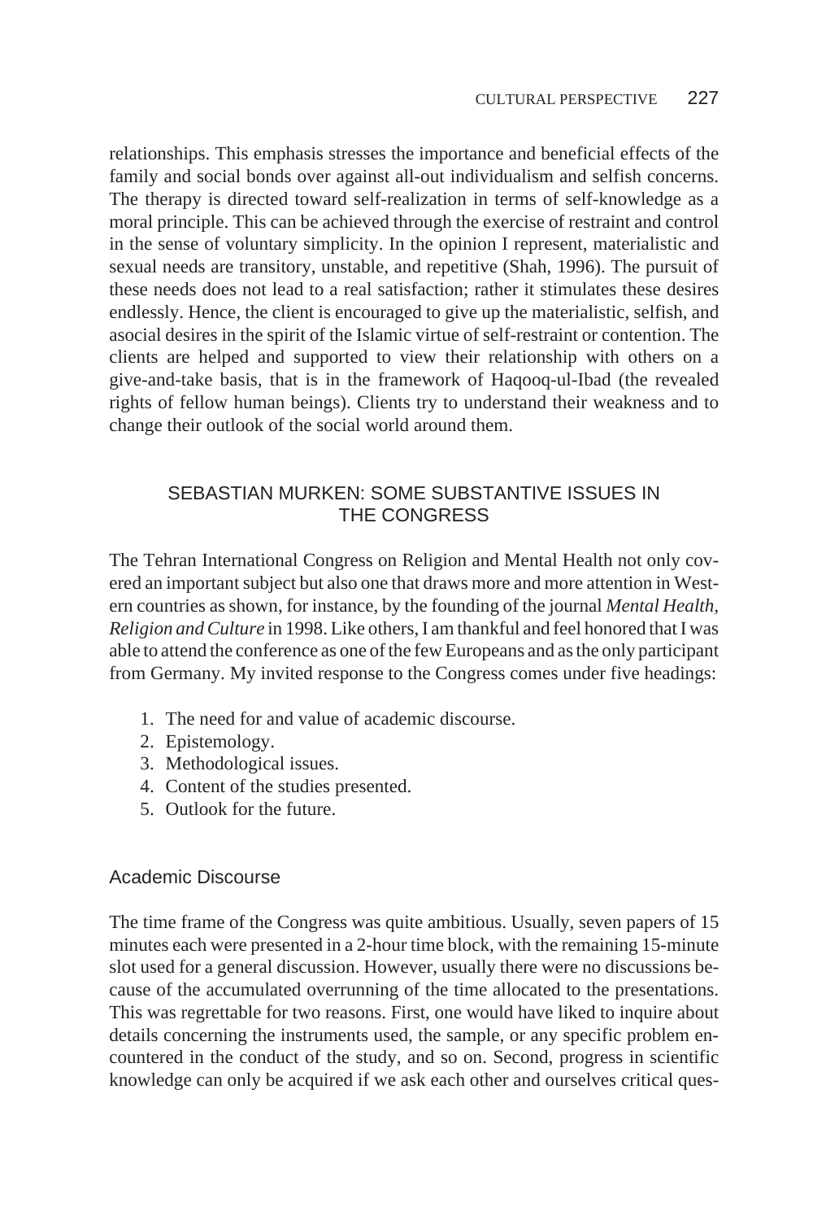relationships. This emphasis stresses the importance and beneficial effects of the family and social bonds over against all-out individualism and selfish concerns. The therapy is directed toward self-realization in terms of self-knowledge as a moral principle. This can be achieved through the exercise of restraint and control in the sense of voluntary simplicity. In the opinion I represent, materialistic and sexual needs are transitory, unstable, and repetitive (Shah, 1996). The pursuit of these needs does not lead to a real satisfaction; rather it stimulates these desires endlessly. Hence, the client is encouraged to give up the materialistic, selfish, and asocial desires in the spirit of the Islamic virtue of self-restraint or contention. The clients are helped and supported to view their relationship with others on a give-and-take basis, that is in the framework of Haqooq-ul-Ibad (the revealed rights of fellow human beings). Clients try to understand their weakness and to change their outlook of the social world around them.

## SEBASTIAN MURKEN: SOME SUBSTANTIVE ISSUES IN THE CONGRESS

The Tehran International Congress on Religion and Mental Health not only covered an important subject but also one that draws more and more attention in Western countries as shown, for instance, by the founding of the journal *Mental Health, Religion and Culture* in 1998. Like others, I am thankful and feel honored that I was able to attend the conference as one of the few Europeans and as the only participant from Germany. My invited response to the Congress comes under five headings:

1. The need for and value of academic discourse.
2. Epistemology.
3. Methodological issues.
4. Content of the studies presented.
5. Outlook for the future.

### Academic Discourse

The time frame of the Congress was quite ambitious. Usually, seven papers of 15 minutes each were presented in a 2-hour time block, with the remaining 15-minute slot used for a general discussion. However, usually there were no discussions because of the accumulated overrunning of the time allocated to the presentations. This was regrettable for two reasons. First, one would have liked to inquire about details concerning the instruments used, the sample, or any specific problem encountered in the conduct of the study, and so on. Second, progress in scientific knowledge can only be acquired if we ask each other and ourselves critical ques-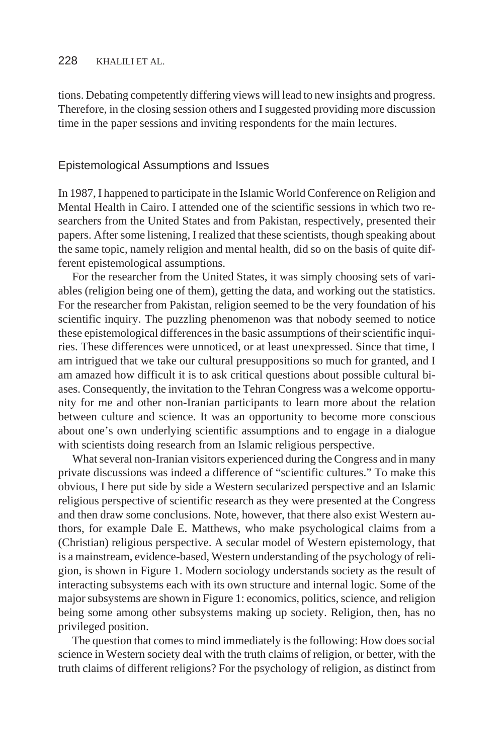tions. Debating competently differing views will lead to new insights and progress. Therefore, in the closing session others and I suggested providing more discussion time in the paper sessions and inviting respondents for the main lectures.

## Epistemological Assumptions and Issues

In 1987, I happened to participate in the Islamic World Conference on Religion and Mental Health in Cairo. I attended one of the scientific sessions in which two researchers from the United States and from Pakistan, respectively, presented their papers. After some listening, I realized that these scientists, though speaking about the same topic, namely religion and mental health, did so on the basis of quite different epistemological assumptions.

For the researcher from the United States, it was simply choosing sets of variables (religion being one of them), getting the data, and working out the statistics. For the researcher from Pakistan, religion seemed to be the very foundation of his scientific inquiry. The puzzling phenomenon was that nobody seemed to notice these epistemological differences in the basic assumptions of their scientific inquiries. These differences were unnoticed, or at least unexpressed. Since that time, I am intrigued that we take our cultural presuppositions so much for granted, and I am amazed how difficult it is to ask critical questions about possible cultural biases. Consequently, the invitation to the Tehran Congress was a welcome opportunity for me and other non-Iranian participants to learn more about the relation between culture and science. It was an opportunity to become more conscious about one's own underlying scientific assumptions and to engage in a dialogue with scientists doing research from an Islamic religious perspective.

What several non-Iranian visitors experienced during the Congress and in many private discussions was indeed a difference of "scientific cultures." To make this obvious, I here put side by side a Western secularized perspective and an Islamic religious perspective of scientific research as they were presented at the Congress and then draw some conclusions. Note, however, that there also exist Western authors, for example Dale E. Matthews, who make psychological claims from a (Christian) religious perspective. A secular model of Western epistemology, that is a mainstream, evidence-based, Western understanding of the psychology of religion, is shown in Figure 1. Modern sociology understands society as the result of interacting subsystems each with its own structure and internal logic. Some of the major subsystems are shown in Figure 1: economics, politics, science, and religion being some among other subsystems making up society. Religion, then, has no privileged position.

The question that comes to mind immediately is the following: How does social science in Western society deal with the truth claims of religion, or better, with the truth claims of different religions? For the psychology of religion, as distinct from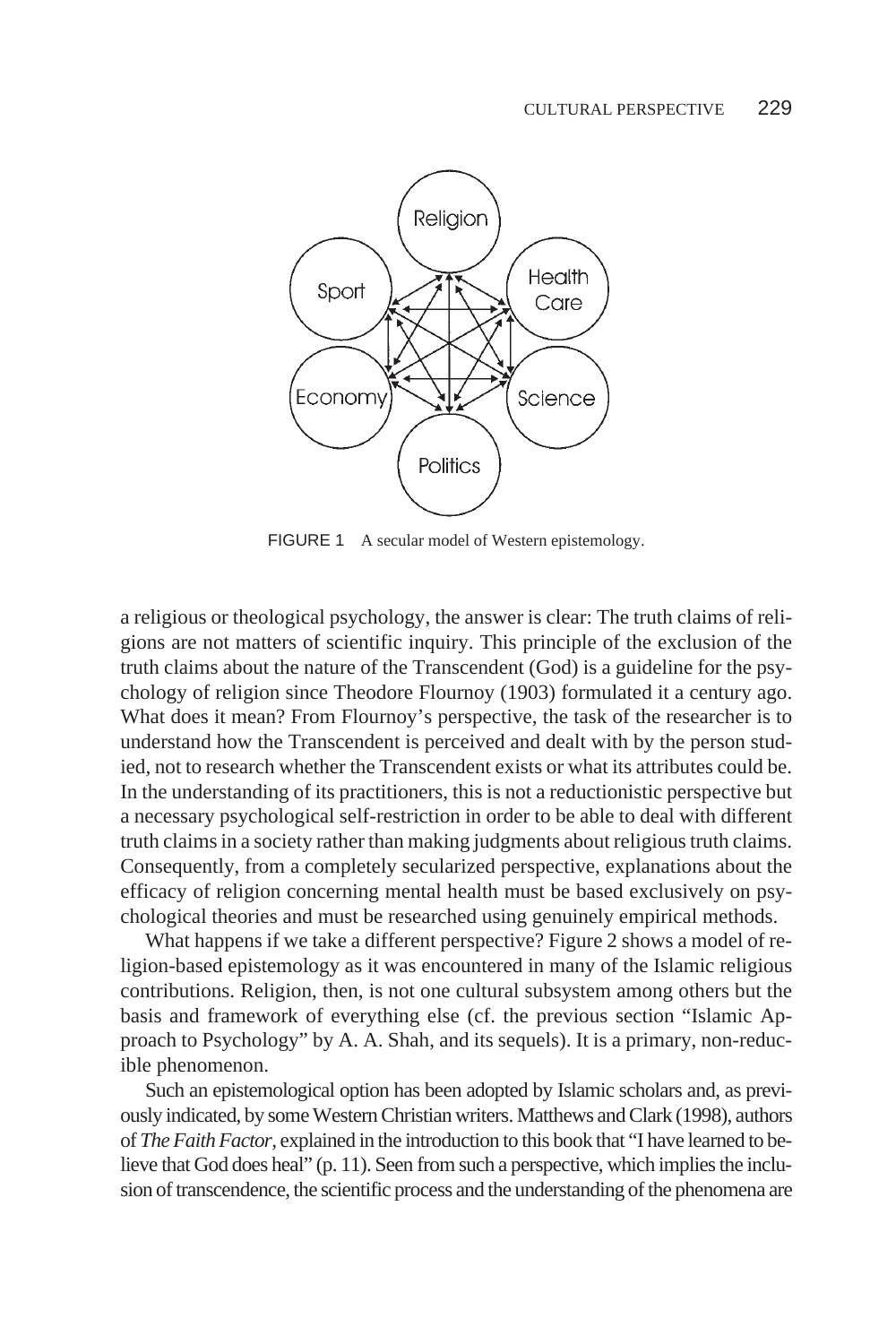FIGURE 1 A secular model of Western epistemology.

a religious or theological psychology, the answer is clear: The truth claims of religions are not matters of scientific inquiry. This principle of the exclusion of the truth claims about the nature of the Transcendent (God) is a guideline for the psychology of religion since Theodore Flournoy (1903) formulated it a century ago. What does it mean? From Flournoy's perspective, the task of the researcher is to understand how the Transcendent is perceived and dealt with by the person studied, not to research whether the Transcendent exists or what its attributes could be. In the understanding of its practitioners, this is not a reductionistic perspective but a necessary psychological self-restriction in order to be able to deal with different truth claims in a society rather than making judgments about religious truth claims. Consequently, from a completely secularized perspective, explanations about the efficacy of religion concerning mental health must be based exclusively on psychological theories and must be researched using genuinely empirical methods.

What happens if we take a different perspective? Figure 2 shows a model of religion-based epistemology as it was encountered in many of the Islamic religious contributions. Religion, then, is not one cultural subsystem among others but the basis and framework of everything else (cf. the previous section "Islamic Approach to Psychology" by A. A. Shah, and its sequels). It is a primary, non-reducible phenomenon.

Such an epistemological option has been adopted by Islamic scholars and, as previously indicated, by some Western Christian writers. Matthews and Clark (1998), authors of *The Faith Factor*, explained in the introduction to this book that "I have learned to believe that God does heal" (p. 11). Seen from such a perspective, which implies the inclusion of transcendence, the scientific process and the understanding of the phenomena are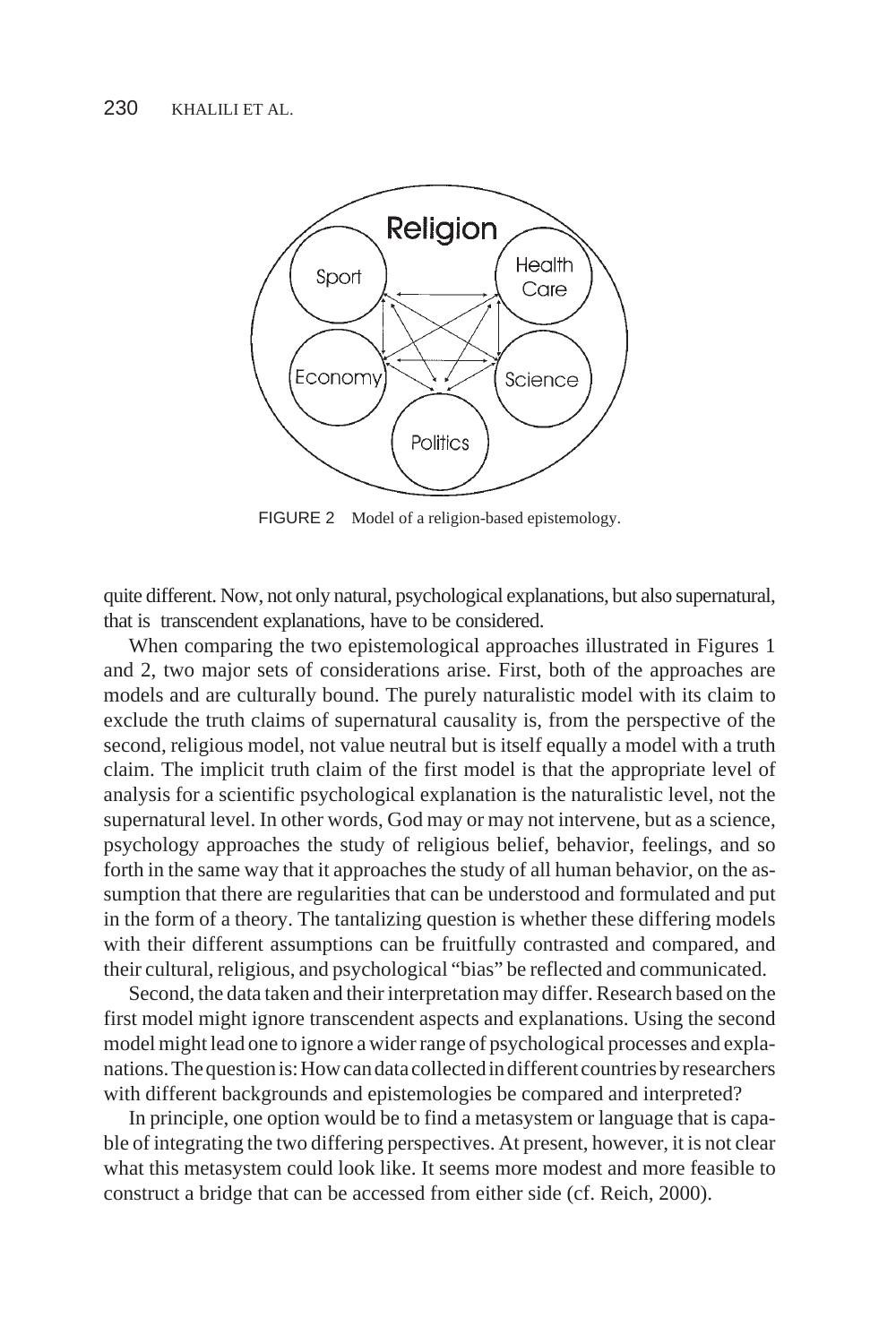FIGURE 2 Model of a religion-based epistemology.

quite different. Now, not only natural, psychological explanations, but also supernatural, that is transcendent explanations, have to be considered.

When comparing the two epistemological approaches illustrated in Figures 1 and 2, two major sets of considerations arise. First, both of the approaches are models and are culturally bound. The purely naturalistic model with its claim to exclude the truth claims of supernatural causality is, from the perspective of the second, religious model, not value neutral but is itself equally a model with a truth claim. The implicit truth claim of the first model is that the appropriate level of analysis for a scientific psychological explanation is the naturalistic level, not the supernatural level. In other words, God may or may not intervene, but as a science, psychology approaches the study of religious belief, behavior, feelings, and so forth in the same way that it approaches the study of all human behavior, on the assumption that there are regularities that can be understood and formulated and put in the form of a theory. The tantalizing question is whether these differing models with their different assumptions can be fruitfully contrasted and compared, and their cultural, religious, and psychological "bias" be reflected and communicated.

Second, the data taken and their interpretation may differ. Research based on the first model might ignore transcendent aspects and explanations. Using the second model might lead one to ignore a wider range of psychological processes and explanations. The question is: How can data collected in different countries by researchers with different backgrounds and epistemologies be compared and interpreted?

In principle, one option would be to find a metasystem or language that is capable of integrating the two differing perspectives. At present, however, it is not clear what this metasystem could look like. It seems more modest and more feasible to construct a bridge that can be accessed from either side (cf. Reich, 2000).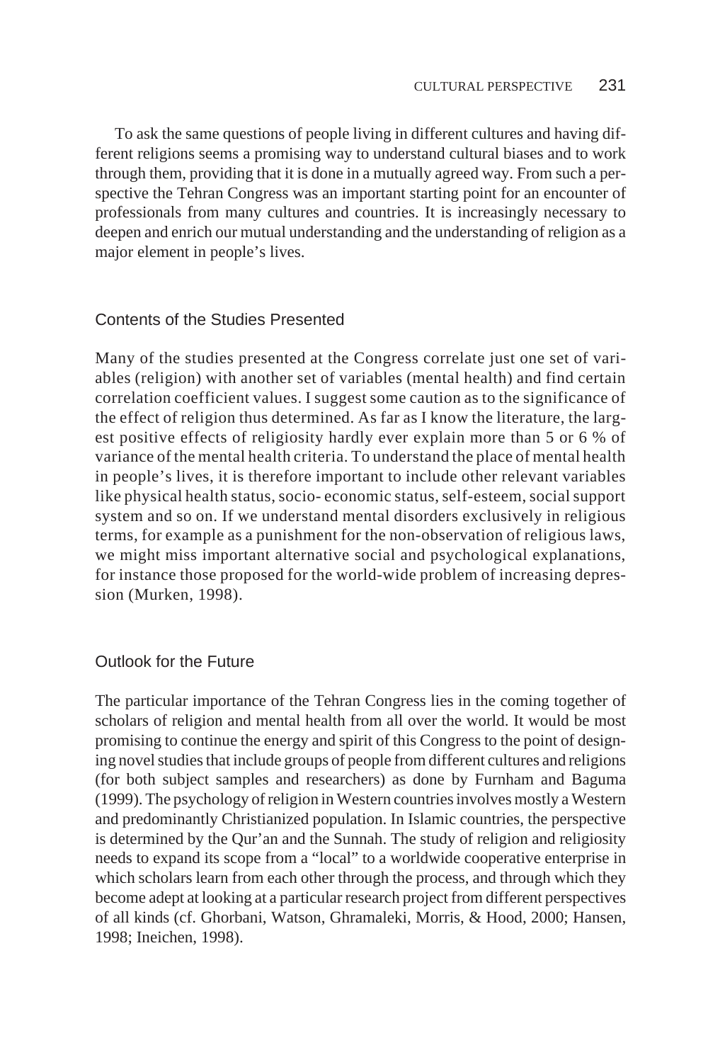To ask the same questions of people living in different cultures and having different religions seems a promising way to understand cultural biases and to work through them, providing that it is done in a mutually agreed way. From such a perspective the Tehran Congress was an important starting point for an encounter of professionals from many cultures and countries. It is increasingly necessary to deepen and enrich our mutual understanding and the understanding of religion as a major element in people's lives.

## Contents of the Studies Presented

Many of the studies presented at the Congress correlate just one set of variables (religion) with another set of variables (mental health) and find certain correlation coefficient values. I suggest some caution as to the significance of the effect of religion thus determined. As far as I know the literature, the largest positive effects of religiosity hardly ever explain more than 5 or 6 % of variance of the mental health criteria. To understand the place of mental health in people's lives, it is therefore important to include other relevant variables like physical health status, socio- economic status, self-esteem, social support system and so on. If we understand mental disorders exclusively in religious terms, for example as a punishment for the non-observation of religious laws, we might miss important alternative social and psychological explanations, for instance those proposed for the world-wide problem of increasing depression (Murken, 1998).

## Outlook for the Future

The particular importance of the Tehran Congress lies in the coming together of scholars of religion and mental health from all over the world. It would be most promising to continue the energy and spirit of this Congress to the point of designing novel studies that include groups of people from different cultures and religions (for both subject samples and researchers) as done by Furnham and Baguma (1999). The psychology of religion in Western countries involves mostly a Western and predominantly Christianized population. In Islamic countries, the perspective is determined by the Qur'an and the Sunnah. The study of religion and religiosity needs to expand its scope from a "local" to a worldwide cooperative enterprise in which scholars learn from each other through the process, and through which they become adept at looking at a particular research project from different perspectives of all kinds (cf. Ghorbani, Watson, Ghramaleki, Morris, & Hood, 2000; Hansen, 1998; Ineichen, 1998).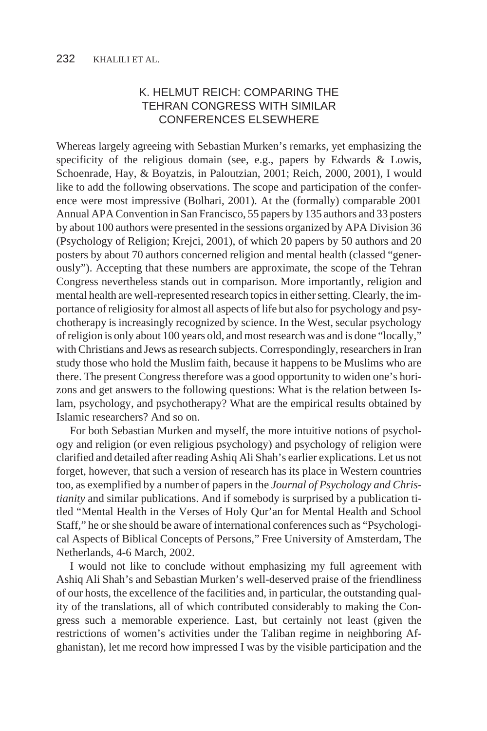## K. HELMUT REICH: COMPARING THE TEHRAN CONGRESS WITH SIMILAR CONFERENCES ELSEWHERE

Whereas largely agreeing with Sebastian Murken's remarks, yet emphasizing the specificity of the religious domain (see, e.g., papers by Edwards & Lowis, Schoenrade, Hay, & Boyatzis, in Paloutzian, 2001; Reich, 2000, 2001), I would like to add the following observations. The scope and participation of the conference were most impressive (Bolhari, 2001). At the (formally) comparable 2001 Annual APA Convention in San Francisco, 55 papers by 135 authors and 33 posters by about 100 authors were presented in the sessions organized by APA Division 36 (Psychology of Religion; Krejci, 2001), of which 20 papers by 50 authors and 20 posters by about 70 authors concerned religion and mental health (classed "generously"). Accepting that these numbers are approximate, the scope of the Tehran Congress nevertheless stands out in comparison. More importantly, religion and mental health are well-represented research topics in either setting. Clearly, the importance of religiosity for almost all aspects of life but also for psychology and psychotherapy is increasingly recognized by science. In the West, secular psychology of religion is only about 100 years old, and most research was and is done "locally," with Christians and Jews as research subjects. Correspondingly, researchers in Iran study those who hold the Muslim faith, because it happens to be Muslims who are there. The present Congress therefore was a good opportunity to widen one's horizons and get answers to the following questions: What is the relation between Islam, psychology, and psychotherapy? What are the empirical results obtained by Islamic researchers? And so on.

For both Sebastian Murken and myself, the more intuitive notions of psychology and religion (or even religious psychology) and psychology of religion were clarified and detailed after reading Ashiq Ali Shah's earlier explications. Let us not forget, however, that such a version of research has its place in Western countries too, as exemplified by a number of papers in the *Journal of Psychology and Christianity* and similar publications. And if somebody is surprised by a publication titled "Mental Health in the Verses of Holy Qur'an for Mental Health and School Staff," he or she should be aware of international conferences such as "Psychological Aspects of Biblical Concepts of Persons," Free University of Amsterdam, The Netherlands, 4-6 March, 2002.

I would not like to conclude without emphasizing my full agreement with Ashiq Ali Shah's and Sebastian Murken's well-deserved praise of the friendliness of our hosts, the excellence of the facilities and, in particular, the outstanding quality of the translations, all of which contributed considerably to making the Congress such a memorable experience. Last, but certainly not least (given the restrictions of women's activities under the Taliban regime in neighboring Afghanistan), let me record how impressed I was by the visible participation and the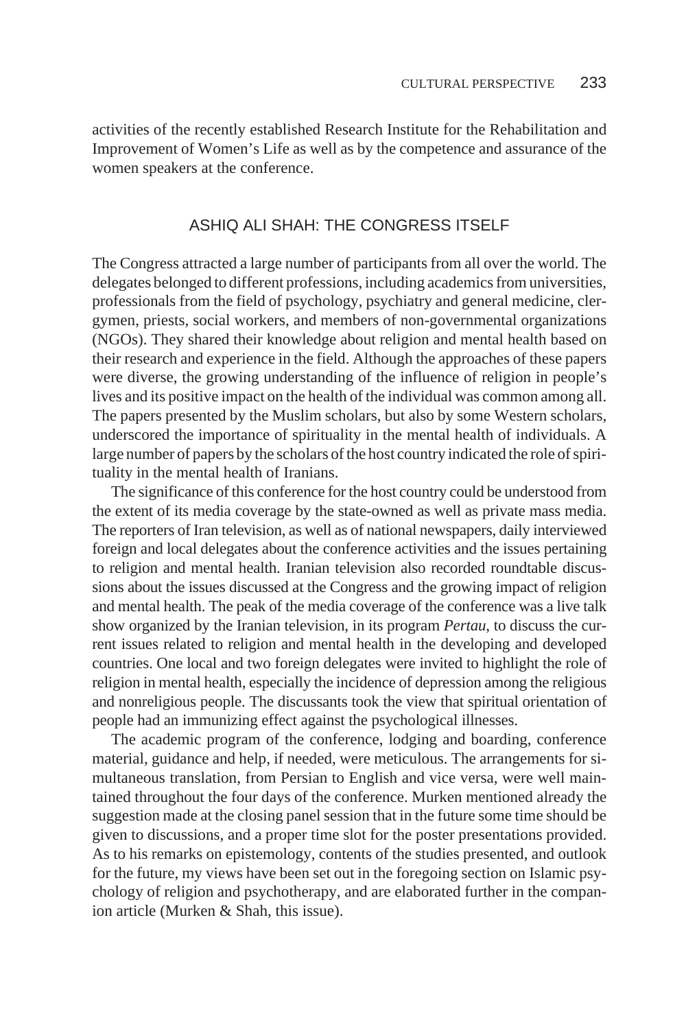activities of the recently established Research Institute for the Rehabilitation and Improvement of Women's Life as well as by the competence and assurance of the women speakers at the conference.

## ASHIQ ALI SHAH: THE CONGRESS ITSELF

The Congress attracted a large number of participants from all over the world. The delegates belonged to different professions, including academics from universities, professionals from the field of psychology, psychiatry and general medicine, clergymen, priests, social workers, and members of non-governmental organizations (NGOs). They shared their knowledge about religion and mental health based on their research and experience in the field. Although the approaches of these papers were diverse, the growing understanding of the influence of religion in people's lives and its positive impact on the health of the individual was common among all. The papers presented by the Muslim scholars, but also by some Western scholars, underscored the importance of spirituality in the mental health of individuals. A large number of papers by the scholars of the host country indicated the role of spirituality in the mental health of Iranians.

The significance of this conference for the host country could be understood from the extent of its media coverage by the state-owned as well as private mass media. The reporters of Iran television, as well as of national newspapers, daily interviewed foreign and local delegates about the conference activities and the issues pertaining to religion and mental health. Iranian television also recorded roundtable discussions about the issues discussed at the Congress and the growing impact of religion and mental health. The peak of the media coverage of the conference was a live talk show organized by the Iranian television, in its program *Pertau*, to discuss the current issues related to religion and mental health in the developing and developed countries. One local and two foreign delegates were invited to highlight the role of religion in mental health, especially the incidence of depression among the religious and nonreligious people. The discussants took the view that spiritual orientation of people had an immunizing effect against the psychological illnesses.

The academic program of the conference, lodging and boarding, conference material, guidance and help, if needed, were meticulous. The arrangements for simultaneous translation, from Persian to English and vice versa, were well maintained throughout the four days of the conference. Murken mentioned already the suggestion made at the closing panel session that in the future some time should be given to discussions, and a proper time slot for the poster presentations provided. As to his remarks on epistemology, contents of the studies presented, and outlook for the future, my views have been set out in the foregoing section on Islamic psychology of religion and psychotherapy, and are elaborated further in the companion article (Murken & Shah, this issue).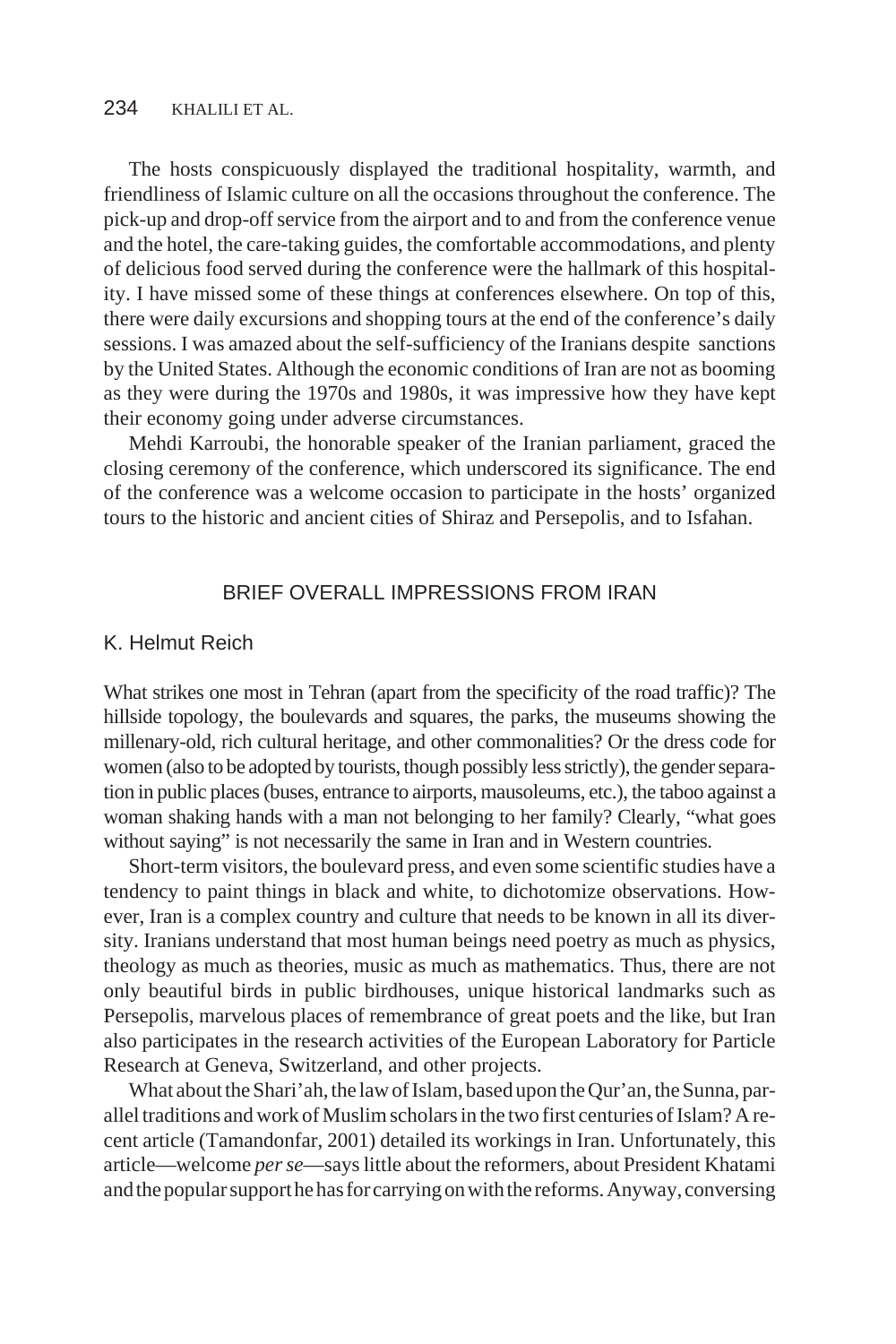The hosts conspicuously displayed the traditional hospitality, warmth, and friendliness of Islamic culture on all the occasions throughout the conference. The pick-up and drop-off service from the airport and to and from the conference venue and the hotel, the care-taking guides, the comfortable accommodations, and plenty of delicious food served during the conference were the hallmark of this hospitality. I have missed some of these things at conferences elsewhere. On top of this, there were daily excursions and shopping tours at the end of the conference's daily sessions. I was amazed about the self-sufficiency of the Iranians despite sanctions by the United States. Although the economic conditions of Iran are not as booming as they were during the 1970s and 1980s, it was impressive how they have kept their economy going under adverse circumstances.

Mehdi Karroubi, the honorable speaker of the Iranian parliament, graced the closing ceremony of the conference, which underscored its significance. The end of the conference was a welcome occasion to participate in the hosts' organized tours to the historic and ancient cities of Shiraz and Persepolis, and to Isfahan.

## BRIEF OVERALL IMPRESSIONS FROM IRAN

K. Helmut Reich

What strikes one most in Tehran (apart from the specificity of the road traffic)? The hillside topology, the boulevards and squares, the parks, the museums showing the millenary-old, rich cultural heritage, and other commonalities? Or the dress code for women (also to be adopted by tourists, though possibly less strictly), the gender separation in public places (buses, entrance to airports, mausoleums, etc.), the taboo against a woman shaking hands with a man not belonging to her family? Clearly, "what goes without saying" is not necessarily the same in Iran and in Western countries.

Short-term visitors, the boulevard press, and even some scientific studies have a tendency to paint things in black and white, to dichotomize observations. However, Iran is a complex country and culture that needs to be known in all its diversity. Iranians understand that most human beings need poetry as much as physics, theology as much as theories, music as much as mathematics. Thus, there are not only beautiful birds in public birdhouses, unique historical landmarks such as Persepolis, marvelous places of remembrance of great poets and the like, but Iran also participates in the research activities of the European Laboratory for Particle Research at Geneva, Switzerland, and other projects.

What about the Shari'ah, the law of Islam, based upon the Qur'an, the Sunna, parallel traditions and work of Muslim scholars in the two first centuries of Islam? A recent article (Tamandonfar, 2001) detailed its workings in Iran. Unfortunately, this article—welcome *per se*—says little about the reformers, about President Khatami and the popular support he has for carrying on with the reforms. Anyway, conversing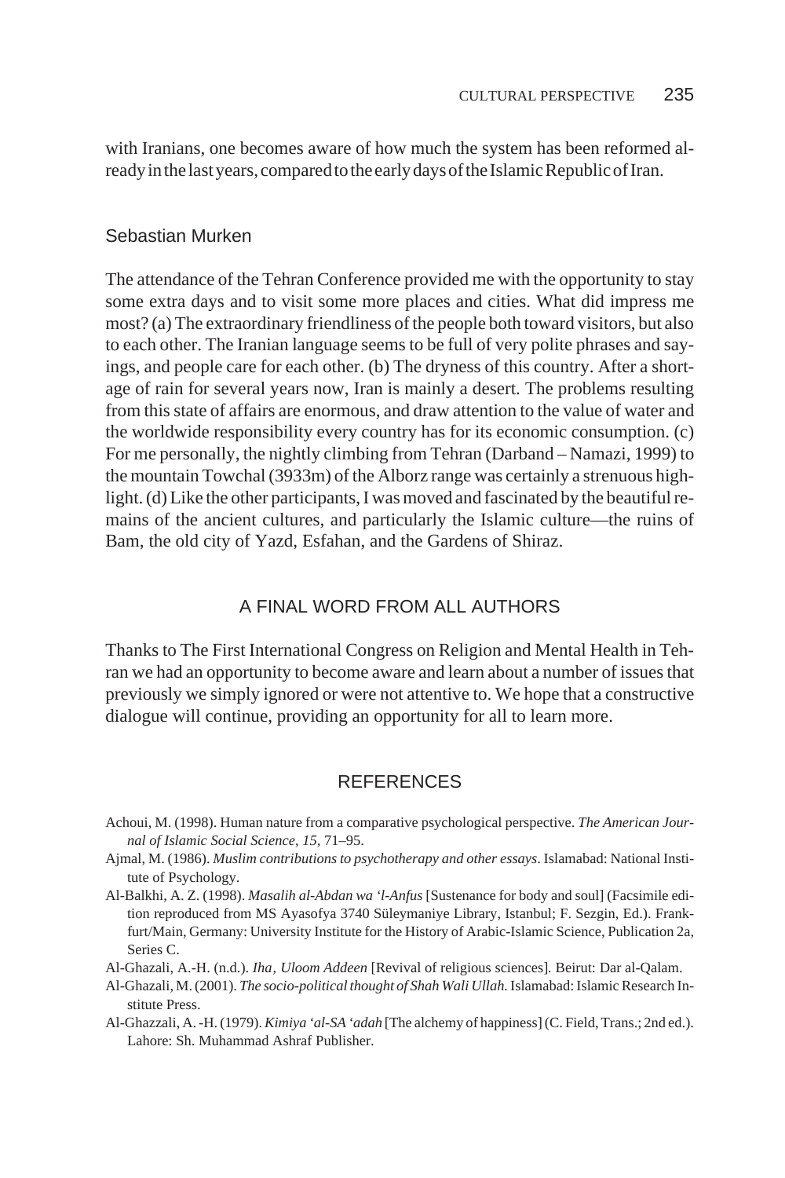with Iranians, one becomes aware of how much the system has been reformed already in the last years, compared to the early days of the Islamic Republic of Iran.

### Sebastian Murken

The attendance of the Tehran Conference provided me with the opportunity to stay some extra days and to visit some more places and cities. What did impress me most? (a) The extraordinary friendliness of the people both toward visitors, but also to each other. The Iranian language seems to be full of very polite phrases and sayings, and people care for each other. (b) The dryness of this country. After a shortage of rain for several years now, Iran is mainly a desert. The problems resulting from this state of affairs are enormous, and draw attention to the value of water and the worldwide responsibility every country has for its economic consumption. (c) For me personally, the nightly climbing from Tehran (Darband – Namazi, 1999) to the mountain Towchal (3933m) of the Alborz range was certainly a strenuous highlight. (d) Like the other participants, I was moved and fascinated by the beautiful remains of the ancient cultures, and particularly the Islamic culture—the ruins of Bam, the old city of Yazd, Esfahan, and the Gardens of Shiraz.

## A FINAL WORD FROM ALL AUTHORS

Thanks to The First International Congress on Religion and Mental Health in Tehran we had an opportunity to become aware and learn about a number of issues that previously we simply ignored or were not attentive to. We hope that a constructive dialogue will continue, providing an opportunity for all to learn more.

## REFERENCES

Achoui, M. (1998). Human nature from a comparative psychological perspective. *The American Journal of Islamic Social Science*, *15*, 71–95.

Ajmal, M. (1986). *Muslim contributions to psychotherapy and other essays*. Islamabad: National Institute of Psychology.

Al-Balkhi, A. Z. (1998). *Masalih al-Abdan wa 'l-Anfus* [Sustenance for body and soul] (Facsimile edition reproduced from MS Ayasofya 3740 Süleymaniye Library, Istanbul; F. Sezgin, Ed.). Frankfurt/Main, Germany: University Institute for the History of Arabic-Islamic Science, Publication 2a, Series C.

Al-Ghazali, A.-H. (n.d.). *Iha, Uloom Addeen* [Revival of religious sciences]. Beirut: Dar al-Qalam.

Al-Ghazali, M. (2001). *The socio-political thought of Shah Wali Ullah*. Islamabad: Islamic Research Institute Press.

Al-Ghazzali, A. -H. (1979). *Kimiya 'al-SA 'adah* [The alchemy of happiness] (C. Field, Trans.; 2nd ed.). Lahore: Sh. Muhammad Ashraf Publisher.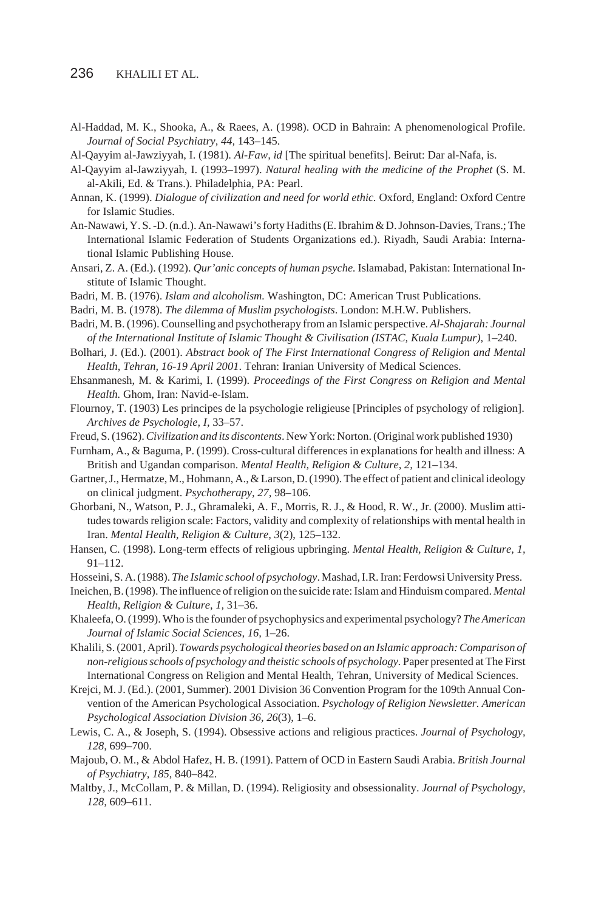Al-Haddad, M. K., Shooka, A., & Raees, A. (1998). OCD in Bahrain: A phenomenological Profile. *Journal of Social Psychiatry, 44,* 143–145.

Al-Qayyim al-Jawziyyah, I. (1981). *Al-Faw, id* [The spiritual benefits]. Beirut: Dar al-Nafa, is.

Al-Qayyim al-Jawziyyah, I. (1993–1997). *Natural healing with the medicine of the Prophet* (S. M. al-Akili, Ed. & Trans.). Philadelphia, PA: Pearl.

Annan, K. (1999). *Dialogue of civilization and need for world ethic.* Oxford, England: Oxford Centre for Islamic Studies.

An-Nawawi, Y. S. -D. (n.d.). An-Nawawi's forty Hadiths (E. Ibrahim & D. Johnson-Davies, Trans.; The International Islamic Federation of Students Organizations ed.). Riyadh, Saudi Arabia: International Islamic Publishing House.

Ansari, Z. A. (Ed.). (1992). *Qur'anic concepts of human psyche.* Islamabad, Pakistan: International Institute of Islamic Thought.

Badri, M. B. (1976). *Islam and alcoholism.* Washington, DC: American Trust Publications.

Badri, M. B. (1978). *The dilemma of Muslim psychologists*. London: M.H.W. Publishers.

Badri, M. B. (1996). Counselling and psychotherapy from an Islamic perspective. *Al-Shajarah: Journal of the International Institute of Islamic Thought & Civilisation (ISTAC, Kuala Lumpur),* 1–240.

Bolhari, J. (Ed.). (2001). *Abstract book of The First International Congress of Religion and Mental Health, Tehran, 16-19 April 2001*. Tehran: Iranian University of Medical Sciences.

Ehsanmanesh, M. & Karimi, I. (1999). *Proceedings of the First Congress on Religion and Mental Health.* Ghom, Iran: Navid-e-Islam.

Flournoy, T. (1903) Les principes de la psychologie religieuse [Principles of psychology of religion]. *Archives de Psychologie, I,* 33–57.

Freud, S. (1962). *Civilization and its discontents*. New York: Norton. (Original work published 1930)

Furnham, A., & Baguma, P. (1999). Cross-cultural differences in explanations for health and illness: A British and Ugandan comparison. *Mental Health, Religion & Culture, 2,* 121–134.

Gartner, J., Hermatze, M., Hohmann, A., & Larson, D. (1990). The effect of patient and clinical ideology on clinical judgment. *Psychotherapy, 27,* 98–106.

Ghorbani, N., Watson, P. J., Ghramaleki, A. F., Morris, R. J., & Hood, R. W., Jr. (2000). Muslim attitudes towards religion scale: Factors, validity and complexity of relationships with mental health in Iran. *Mental Health, Religion & Culture, 3*(2), 125–132.

Hansen, C. (1998). Long-term effects of religious upbringing. *Mental Health, Religion & Culture, 1,* 91–112.

Hosseini, S. A. (1988). *The Islamic school of psychology*. Mashad, I.R. Iran: Ferdowsi University Press.

Ineichen, B. (1998). The influence of religion on the suicide rate: Islam and Hinduism compared. *Mental Health, Religion & Culture, 1,* 31–36.

Khaleefa, O. (1999). Who is the founder of psychophysics and experimental psychology? *The American Journal of Islamic Social Sciences, 16,* 1–26.

Khalili, S. (2001, April). *Towards psychological theories based on an Islamic approach: Comparison of non-religious schools of psychology and theistic schools of psychology.* Paper presented at The First International Congress on Religion and Mental Health, Tehran, University of Medical Sciences.

Krejci, M. J. (Ed.). (2001, Summer). 2001 Division 36 Convention Program for the 109th Annual Convention of the American Psychological Association. *Psychology of Religion Newsletter. American Psychological Association Division 36, 26*(3), 1–6.

Lewis, C. A., & Joseph, S. (1994). Obsessive actions and religious practices. *Journal of Psychology, 128,* 699–700.

Majoub, O. M., & Abdol Hafez, H. B. (1991). Pattern of OCD in Eastern Saudi Arabia. *British Journal of Psychiatry, 185,* 840–842.

Maltby, J., McCollam, P. & Millan, D. (1994). Religiosity and obsessionality. *Journal of Psychology, 128,* 609–611.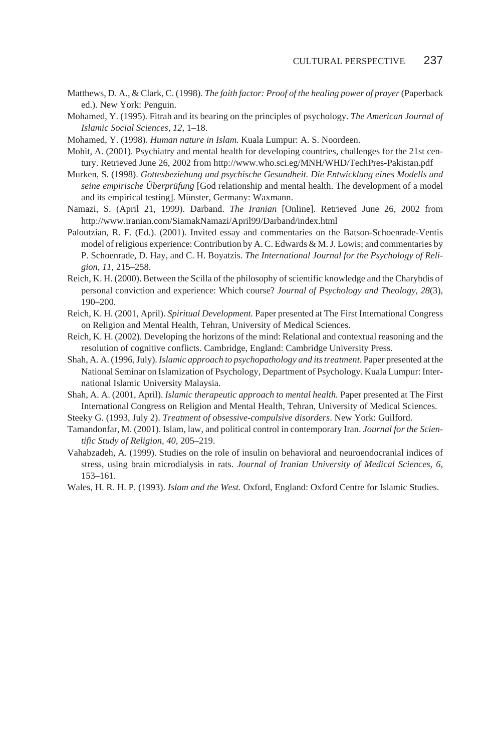Matthews, D. A., & Clark, C. (1998). *The faith factor: Proof of the healing power of prayer* (Paperback ed.). New York: Penguin.

Mohamed, Y. (1995). Fitrah and its bearing on the principles of psychology. *The American Journal of Islamic Social Sciences, 12,* 1–18.

Mohamed, Y. (1998). *Human nature in Islam.* Kuala Lumpur: A. S. Noordeen.

Mohit, A. (2001). Psychiatry and mental health for developing countries, challenges for the 21st century. Retrieved June 26, 2002 from http://www.who.sci.eg/MNH/WHD/TechPres-Pakistan.pdf

Murken, S. (1998). *Gottesbeziehung und psychische Gesundheit. Die Entwicklung eines Modells und seine empirische Überprüfung* [God relationship and mental health. The development of a model and its empirical testing]. Münster, Germany: Waxmann.

Namazi, S. (April 21, 1999). Darband. *The Iranian* [Online]. Retrieved June 26, 2002 from http://www.iranian.com/SiamakNamazi/April99/Darband/index.html

Paloutzian, R. F. (Ed.). (2001). Invited essay and commentaries on the Batson-Schoenrade-Ventis model of religious experience: Contribution by A. C. Edwards & M. J. Lowis; and commentaries by P. Schoenrade, D. Hay, and C. H. Boyatzis. *The International Journal for the Psychology of Religion, 11,* 215–258.

Reich, K. H. (2000). Between the Scilla of the philosophy of scientific knowledge and the Charybdis of personal conviction and experience: Which course? *Journal of Psychology and Theology, 28*(3), 190–200.

Reich, K. H. (2001, April). *Spiritual Development.* Paper presented at The First International Congress on Religion and Mental Health, Tehran, University of Medical Sciences.

Reich, K. H. (2002). Developing the horizons of the mind: Relational and contextual reasoning and the resolution of cognitive conflicts. Cambridge, England: Cambridge University Press.

Shah, A. A. (1996, July). *Islamic approach to psychopathology and its treatment*. Paper presented at the National Seminar on Islamization of Psychology, Department of Psychology. Kuala Lumpur: International Islamic University Malaysia.

Shah, A. A. (2001, April). *Islamic therapeutic approach to mental health.* Paper presented at The First International Congress on Religion and Mental Health, Tehran, University of Medical Sciences.

Steeky G. (1993, July 2). *Treatment of obsessive-compulsive disorders*. New York: Guilford.

Tamandonfar, M. (2001). Islam, law, and political control in contemporary Iran. *Journal for the Scientific Study of Religion, 40,* 205–219.

Vahabzadeh, A. (1999). Studies on the role of insulin on behavioral and neuroendocranial indices of stress, using brain microdialysis in rats. *Journal of Iranian University of Medical Sciences, 6,* 153–161.

Wales, H. R. H. P. (1993). *Islam and the West.* Oxford, England: Oxford Centre for Islamic Studies.